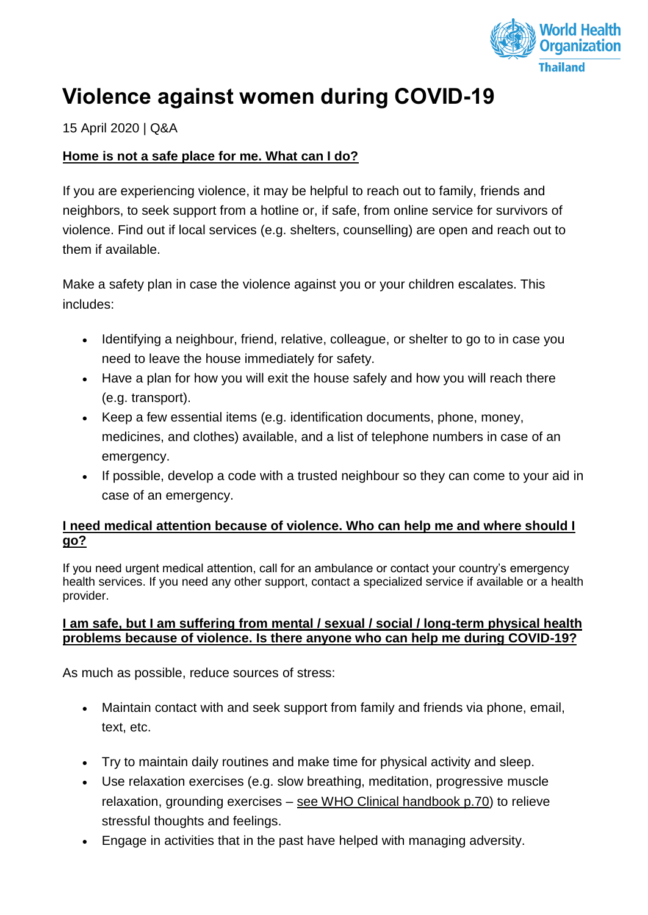# Violence against women during COVID-19

15 April 2020 | Q&A

**Home is not a safe place for me. What can I do?**

If you are experiencing violence, it may be helpful to reach out to family, friends and neighbors, to seek support from a hotline or, if safe, from online service for survivors of violence. Find out if local services (e.g. shelters, counselling) are open and reach out to them if available.

Make a safety plan in case the violence against you or your children escalates. This includes:

- Identifying a neighbour, friend, relative, colleague, or shelter to go to in case you need to leave the house immediately for safety.
- Have a plan for how you will exit the house safely and how you will reach there (e.g. transport).
- Keep a few essential items (e.g. identification documents, phone, money, medicines, and clothes) available, and a list of telephone numbers in case of an emergency.
- If possible, develop a code with a trusted neighbour so they can come to your aid in case of an emergency.

**I need medical attention because of violence. Who can help me and where should I go?**

If you need urgent medical attention, call for an ambulance or contact your country's emergency health services. If you need any other support, contact a specialized service if available or a health provider.

**I am safe, but I am suffering from mental / sexual / social / long-term physical health problems because of violence. Is there anyone who can help me during COVID-19?**

As much as possible, reduce sources of stress:

- Maintain contact with and seek support from family and friends via phone, email, text, etc.
- Try to maintain daily routines and make time for physical activity and sleep.
- Use relaxation exercises (e.g. slow breathing, meditation, progressive muscle relaxation, grounding exercises – see WHO Clinical handbook p.70) to relieve stressful thoughts and feelings.
- Engage in activities that in the past have helped with managing adversity.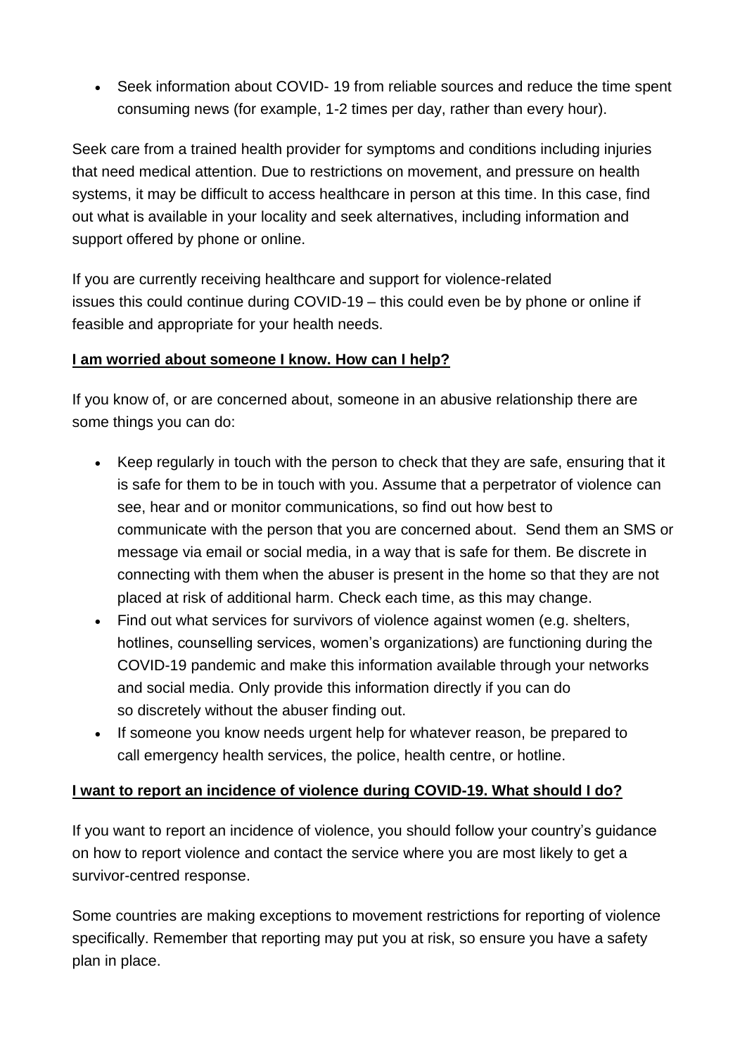- Seek information about COVID- 19 from reliable sources and reduce the time spent consuming news (for example, 1-2 times per day, rather than every hour).

Seek care from a trained health provider for symptoms and conditions including injuries that need medical attention. Due to restrictions on movement, and pressure on health systems, it may be difficult to access healthcare in person at this time. In this case, find out what is available in your locality and seek alternatives, including information and support offered by phone or online.

If you are currently receiving healthcare and support for violence-related issues this could continue during COVID-19 – this could even be by phone or online if feasible and appropriate for your health needs.

**I am worried about someone I know. How can I help?**

If you know of, or are concerned about, someone in an abusive relationship there are some things you can do:

- Keep regularly in touch with the person to check that they are safe, ensuring that it is safe for them to be in touch with you. Assume that a perpetrator of violence can see, hear and or monitor communications, so find out how best to communicate with the person that you are concerned about. Send them an SMS or message via email or social media, in a way that is safe for them. Be discrete in connecting with them when the abuser is present in the home so that they are not placed at risk of additional harm. Check each time, as this may change.
- Find out what services for survivors of violence against women (e.g. shelters, hotlines, counselling services, women's organizations) are functioning during the COVID-19 pandemic and make this information available through your networks and social media. Only provide this information directly if you can do so discretely without the abuser finding out.
- If someone you know needs urgent help for whatever reason, be prepared to call emergency health services, the police, health centre, or hotline.

**I want to report an incidence of violence during COVID-19. What should I do?**

If you want to report an incidence of violence, you should follow your country's guidance on how to report violence and contact the service where you are most likely to get a survivor-centred response.

Some countries are making exceptions to movement restrictions for reporting of violence specifically. Remember that reporting may put you at risk, so ensure you have a safety plan in place.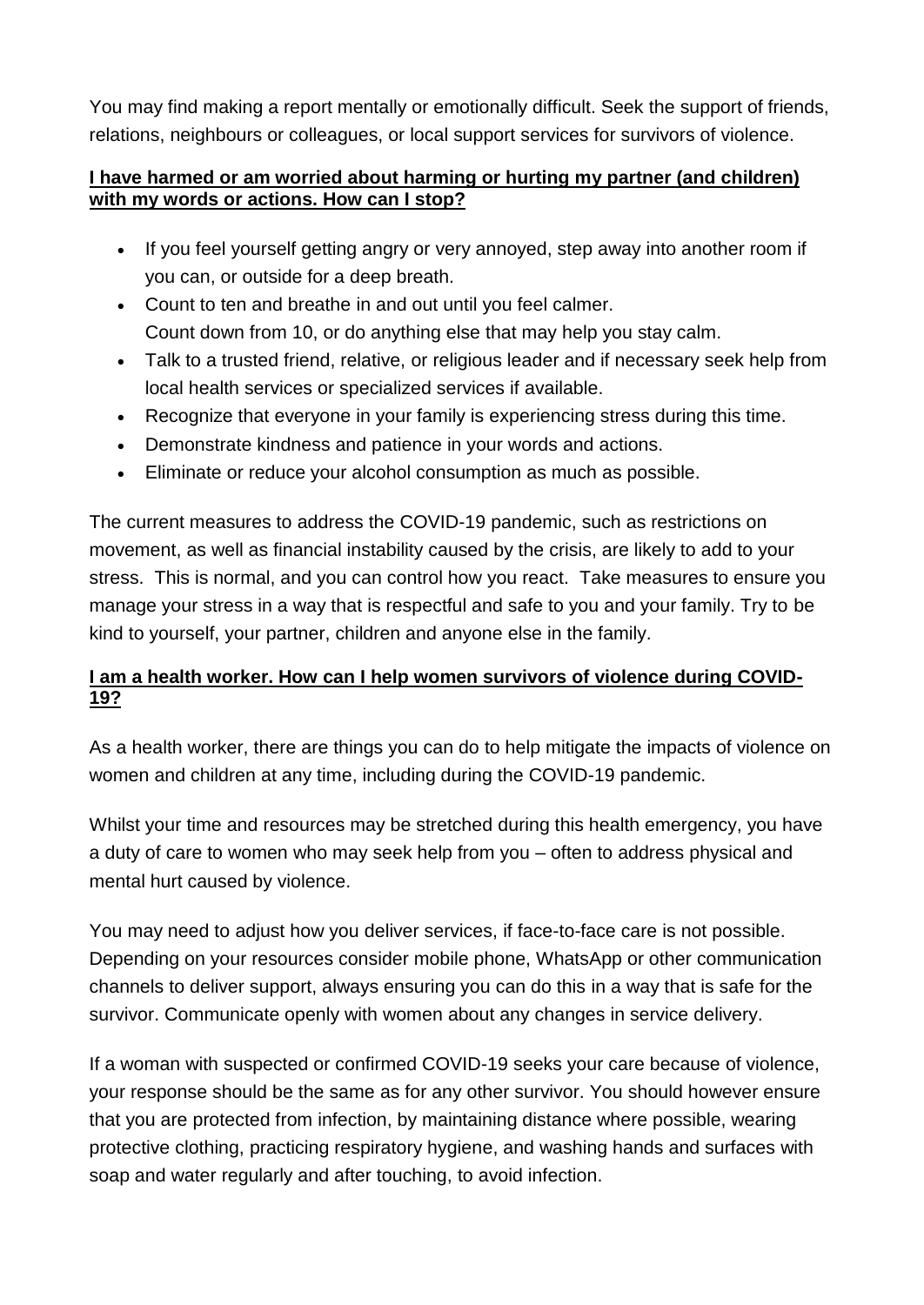You may find making a report mentally or emotionally difficult. Seek the support of friends, relations, neighbours or colleagues, or local support services for survivors of violence.

**I have harmed or am worried about harming or hurting my partner (and children) with my words or actions. How can I stop?**

- If you feel yourself getting angry or very annoyed, step away into another room if you can, or outside for a deep breath.
- Count to ten and breathe in and out until you feel calmer.
  Count down from 10, or do anything else that may help you stay calm.
- Talk to a trusted friend, relative, or religious leader and if necessary seek help from local health services or specialized services if available.
- Recognize that everyone in your family is experiencing stress during this time.
- Demonstrate kindness and patience in your words and actions.
- Eliminate or reduce your alcohol consumption as much as possible.

The current measures to address the COVID-19 pandemic, such as restrictions on movement, as well as financial instability caused by the crisis, are likely to add to your stress. This is normal, and you can control how you react. Take measures to ensure you manage your stress in a way that is respectful and safe to you and your family. Try to be kind to yourself, your partner, children and anyone else in the family.

**I am a health worker. How can I help women survivors of violence during COVID-19?**

As a health worker, there are things you can do to help mitigate the impacts of violence on women and children at any time, including during the COVID-19 pandemic.

Whilst your time and resources may be stretched during this health emergency, you have a duty of care to women who may seek help from you – often to address physical and mental hurt caused by violence.

You may need to adjust how you deliver services, if face-to-face care is not possible. Depending on your resources consider mobile phone, WhatsApp or other communication channels to deliver support, always ensuring you can do this in a way that is safe for the survivor. Communicate openly with women about any changes in service delivery.

If a woman with suspected or confirmed COVID-19 seeks your care because of violence, your response should be the same as for any other survivor. You should however ensure that you are protected from infection, by maintaining distance where possible, wearing protective clothing, practicing respiratory hygiene, and washing hands and surfaces with soap and water regularly and after touching, to avoid infection.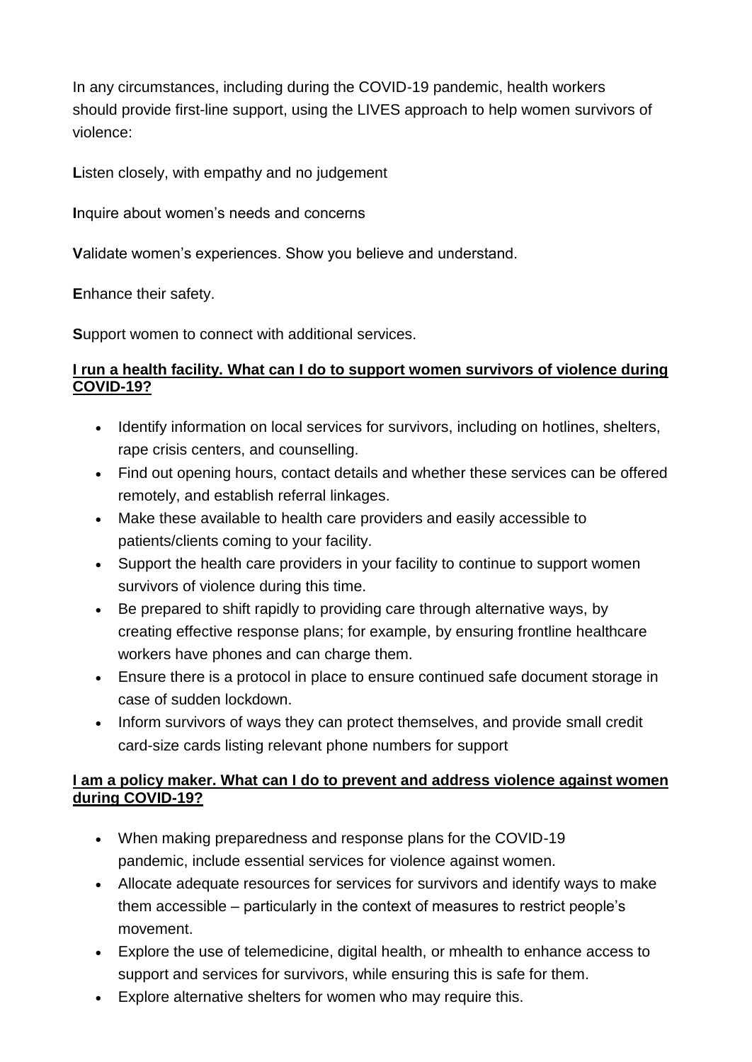In any circumstances, including during the COVID-19 pandemic, health workers should provide first-line support, using the LIVES approach to help women survivors of violence:

**L**isten closely, with empathy and no judgement

**I**nquire about women's needs and concerns

**V**alidate women's experiences. Show you believe and understand.

**E**nhance their safety.

**S**upport women to connect with additional services.

### I run a health facility. What can I do to support women survivors of violence during COVID-19?

- Identify information on local services for survivors, including on hotlines, shelters, rape crisis centers, and counselling.
- Find out opening hours, contact details and whether these services can be offered remotely, and establish referral linkages.
- Make these available to health care providers and easily accessible to patients/clients coming to your facility.
- Support the health care providers in your facility to continue to support women survivors of violence during this time.
- Be prepared to shift rapidly to providing care through alternative ways, by creating effective response plans; for example, by ensuring frontline healthcare workers have phones and can charge them.
- Ensure there is a protocol in place to ensure continued safe document storage in case of sudden lockdown.
- Inform survivors of ways they can protect themselves, and provide small credit card-size cards listing relevant phone numbers for support

### I am a policy maker. What can I do to prevent and address violence against women during COVID-19?

- When making preparedness and response plans for the COVID-19 pandemic, include essential services for violence against women.
- Allocate adequate resources for services for survivors and identify ways to make them accessible – particularly in the context of measures to restrict people's movement.
- Explore the use of telemedicine, digital health, or mhealth to enhance access to support and services for survivors, while ensuring this is safe for them.
- Explore alternative shelters for women who may require this.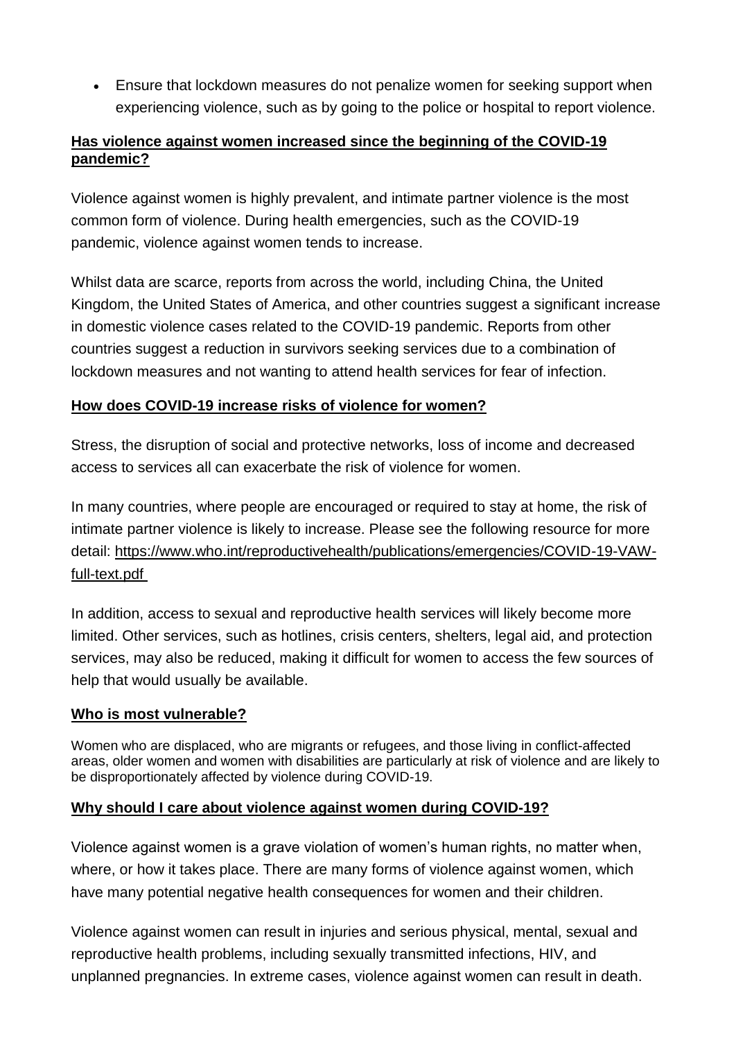- Ensure that lockdown measures do not penalize women for seeking support when experiencing violence, such as by going to the police or hospital to report violence.

## Has violence against women increased since the beginning of the COVID-19 pandemic?

Violence against women is highly prevalent, and intimate partner violence is the most common form of violence. During health emergencies, such as the COVID-19 pandemic, violence against women tends to increase.

Whilst data are scarce, reports from across the world, including China, the United Kingdom, the United States of America, and other countries suggest a significant increase in domestic violence cases related to the COVID-19 pandemic. Reports from other countries suggest a reduction in survivors seeking services due to a combination of lockdown measures and not wanting to attend health services for fear of infection.

## How does COVID-19 increase risks of violence for women?

Stress, the disruption of social and protective networks, loss of income and decreased access to services all can exacerbate the risk of violence for women.

In many countries, where people are encouraged or required to stay at home, the risk of intimate partner violence is likely to increase. Please see the following resource for more detail: https://www.who.int/reproductivehealth/publications/emergencies/COVID-19-VAW-full-text.pdf

In addition, access to sexual and reproductive health services will likely become more limited. Other services, such as hotlines, crisis centers, shelters, legal aid, and protection services, may also be reduced, making it difficult for women to access the few sources of help that would usually be available.

## Who is most vulnerable?

Women who are displaced, who are migrants or refugees, and those living in conflict-affected areas, older women and women with disabilities are particularly at risk of violence and are likely to be disproportionately affected by violence during COVID-19.

## Why should I care about violence against women during COVID-19?

Violence against women is a grave violation of women's human rights, no matter when, where, or how it takes place. There are many forms of violence against women, which have many potential negative health consequences for women and their children.

Violence against women can result in injuries and serious physical, mental, sexual and reproductive health problems, including sexually transmitted infections, HIV, and unplanned pregnancies. In extreme cases, violence against women can result in death.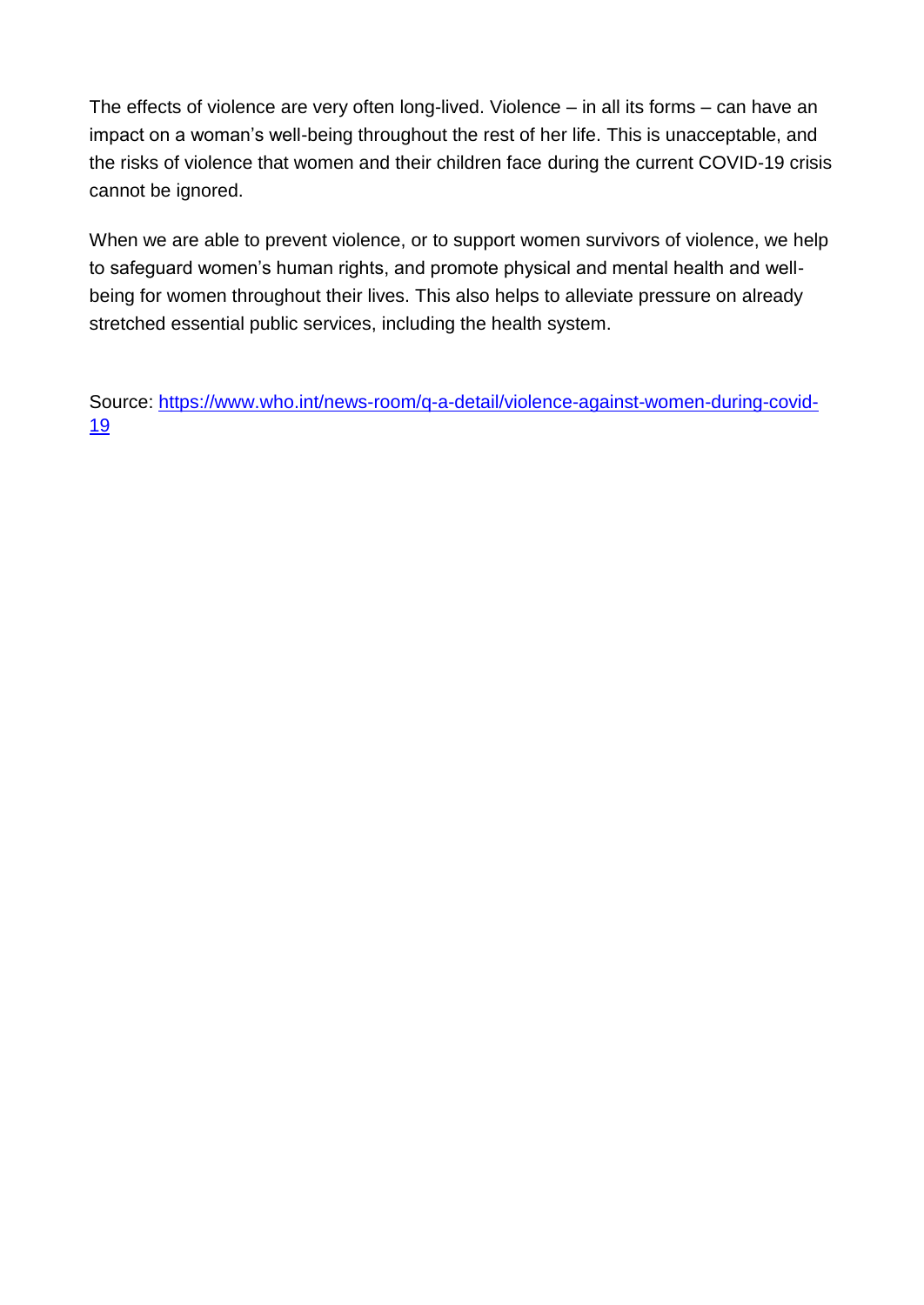The effects of violence are very often long-lived. Violence – in all its forms – can have an impact on a woman's well-being throughout the rest of her life. This is unacceptable, and the risks of violence that women and their children face during the current COVID-19 crisis cannot be ignored.

When we are able to prevent violence, or to support women survivors of violence, we help to safeguard women's human rights, and promote physical and mental health and well-being for women throughout their lives. This also helps to alleviate pressure on already stretched essential public services, including the health system.

Source: [https://www.who.int/news-room/q-a-detail/violence-against-women-during-covid-19](https://www.who.int/news-room/q-a-detail/violence-against-women-during-covid-19)